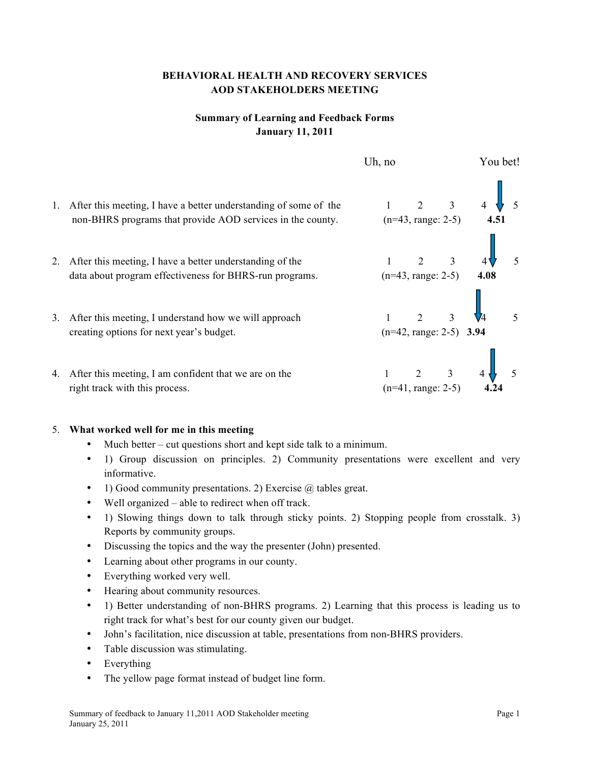# BEHAVIORAL HEALTH AND RECOVERY SERVICES
# AOD STAKEHOLDERS MEETING

## Summary of Learning and Feedback Forms
## January 11, 2011

| | Uh, no | | | | You bet! | Mean |
|---|---|---|---|---|---|---|
| 1. After this meeting, I have a better understanding of some of the non-BHRS programs that provide AOD services in the county. (n=43, range: 2-5) | 1 | 2 | 3 | 4 | 5 | **4.51** |
| 2. After this meeting, I have a better understanding of the data about program effectiveness for BHRS-run programs. (n=43, range: 2-5) | 1 | 2 | 3 | 4 | 5 | **4.08** |
| 3. After this meeting, I understand how we will approach creating options for next year's budget. (n=42, range: 2-5) | 1 | 2 | 3 | 4 | 5 | **3.94** |
| 4. After this meeting, I am confident that we are on the right track with this process. (n=41, range: 2-5) | 1 | 2 | 3 | 4 | 5 | **4.24** |

5. **What worked well for me in this meeting**
   - Much better – cut questions short and kept side talk to a minimum.
   - 1) Group discussion on principles. 2) Community presentations were excellent and very informative.
   - 1) Good community presentations. 2) Exercise @ tables great.
   - Well organized – able to redirect when off track.
   - 1) Slowing things down to talk through sticky points. 2) Stopping people from crosstalk. 3) Reports by community groups.
   - Discussing the topics and the way the presenter (John) presented.
   - Learning about other programs in our county.
   - Everything worked very well.
   - Hearing about community resources.
   - 1) Better understanding of non-BHRS programs. 2) Learning that this process is leading us to right track for what's best for our county given our budget.
   - John's facilitation, nice discussion at table, presentations from non-BHRS providers.
   - Table discussion was stimulating.
   - Everything
   - The yellow page format instead of budget line form.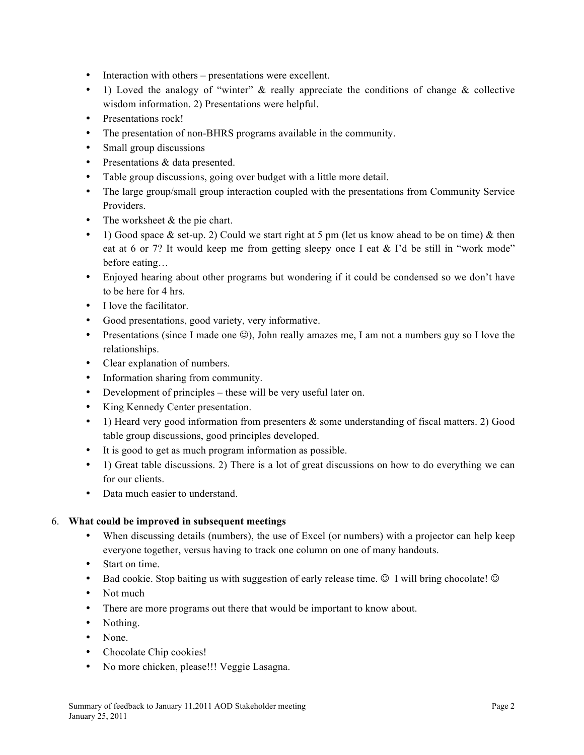- Interaction with others – presentations were excellent.
- 1) Loved the analogy of "winter" & really appreciate the conditions of change & collective wisdom information. 2) Presentations were helpful.
- Presentations rock!
- The presentation of non-BHRS programs available in the community.
- Small group discussions
- Presentations & data presented.
- Table group discussions, going over budget with a little more detail.
- The large group/small group interaction coupled with the presentations from Community Service Providers.
- The worksheet & the pie chart.
- 1) Good space & set-up. 2) Could we start right at 5 pm (let us know ahead to be on time) & then eat at 6 or 7? It would keep me from getting sleepy once I eat & I'd be still in "work mode" before eating…
- Enjoyed hearing about other programs but wondering if it could be condensed so we don't have to be here for 4 hrs.
- I love the facilitator.
- Good presentations, good variety, very informative.
- Presentations (since I made one ☺), John really amazes me, I am not a numbers guy so I love the relationships.
- Clear explanation of numbers.
- Information sharing from community.
- Development of principles – these will be very useful later on.
- King Kennedy Center presentation.
- 1) Heard very good information from presenters & some understanding of fiscal matters. 2) Good table group discussions, good principles developed.
- It is good to get as much program information as possible.
- 1) Great table discussions. 2) There is a lot of great discussions on how to do everything we can for our clients.
- Data much easier to understand.

6. **What could be improved in subsequent meetings**
   - When discussing details (numbers), the use of Excel (or numbers) with a projector can help keep everyone together, versus having to track one column on one of many handouts.
   - Start on time.
   - Bad cookie. Stop baiting us with suggestion of early release time. ☺ I will bring chocolate! ☺
   - Not much
   - There are more programs out there that would be important to know about.
   - Nothing.
   - None.
   - Chocolate Chip cookies!
   - No more chicken, please!!! Veggie Lasagna.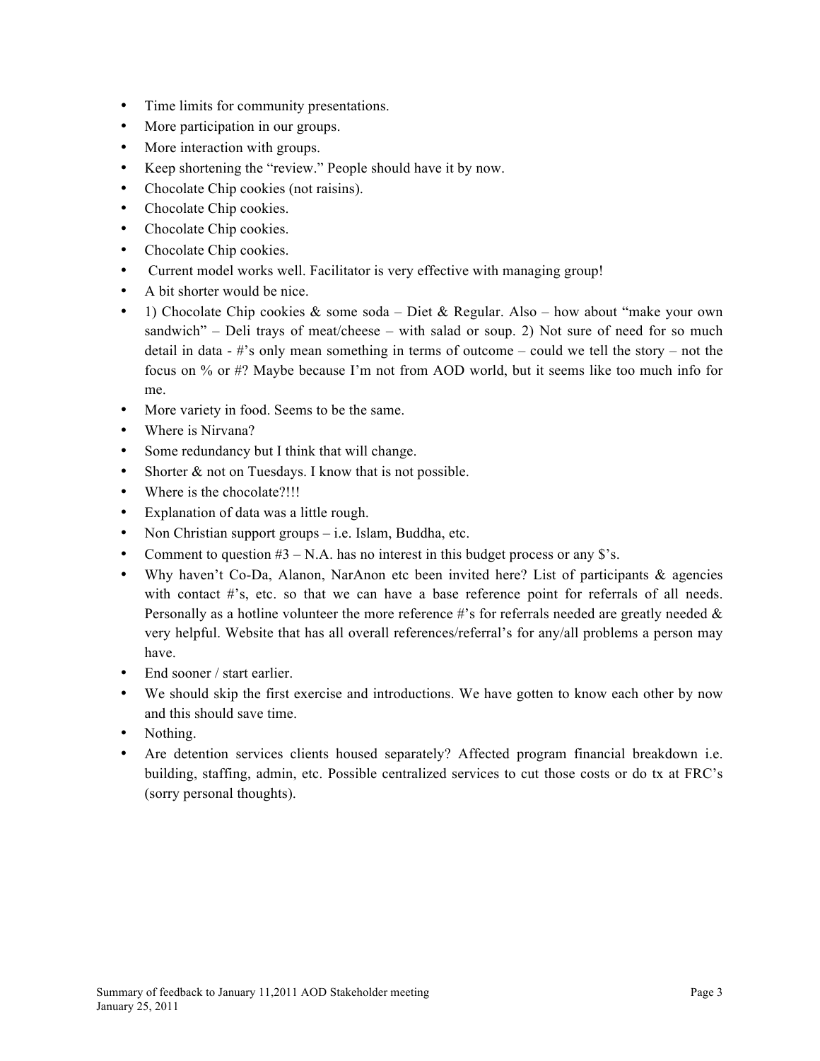- Time limits for community presentations.
- More participation in our groups.
- More interaction with groups.
- Keep shortening the "review." People should have it by now.
- Chocolate Chip cookies (not raisins).
- Chocolate Chip cookies.
- Chocolate Chip cookies.
- Chocolate Chip cookies.
- Current model works well. Facilitator is very effective with managing group!
- A bit shorter would be nice.
- 1) Chocolate Chip cookies & some soda – Diet & Regular. Also – how about "make your own sandwich" – Deli trays of meat/cheese – with salad or soup. 2) Not sure of need for so much detail in data - #'s only mean something in terms of outcome – could we tell the story – not the focus on % or #? Maybe because I'm not from AOD world, but it seems like too much info for me.
- More variety in food. Seems to be the same.
- Where is Nirvana?
- Some redundancy but I think that will change.
- Shorter & not on Tuesdays. I know that is not possible.
- Where is the chocolate?!!!
- Explanation of data was a little rough.
- Non Christian support groups – i.e. Islam, Buddha, etc.
- Comment to question #3 – N.A. has no interest in this budget process or any $'s.
- Why haven't Co-Da, Alanon, NarAnon etc been invited here? List of participants & agencies with contact #'s, etc. so that we can have a base reference point for referrals of all needs. Personally as a hotline volunteer the more reference #'s for referrals needed are greatly needed & very helpful. Website that has all overall references/referral's for any/all problems a person may have.
- End sooner / start earlier.
- We should skip the first exercise and introductions. We have gotten to know each other by now and this should save time.
- Nothing.
- Are detention services clients housed separately? Affected program financial breakdown i.e. building, staffing, admin, etc. Possible centralized services to cut those costs or do tx at FRC's (sorry personal thoughts).